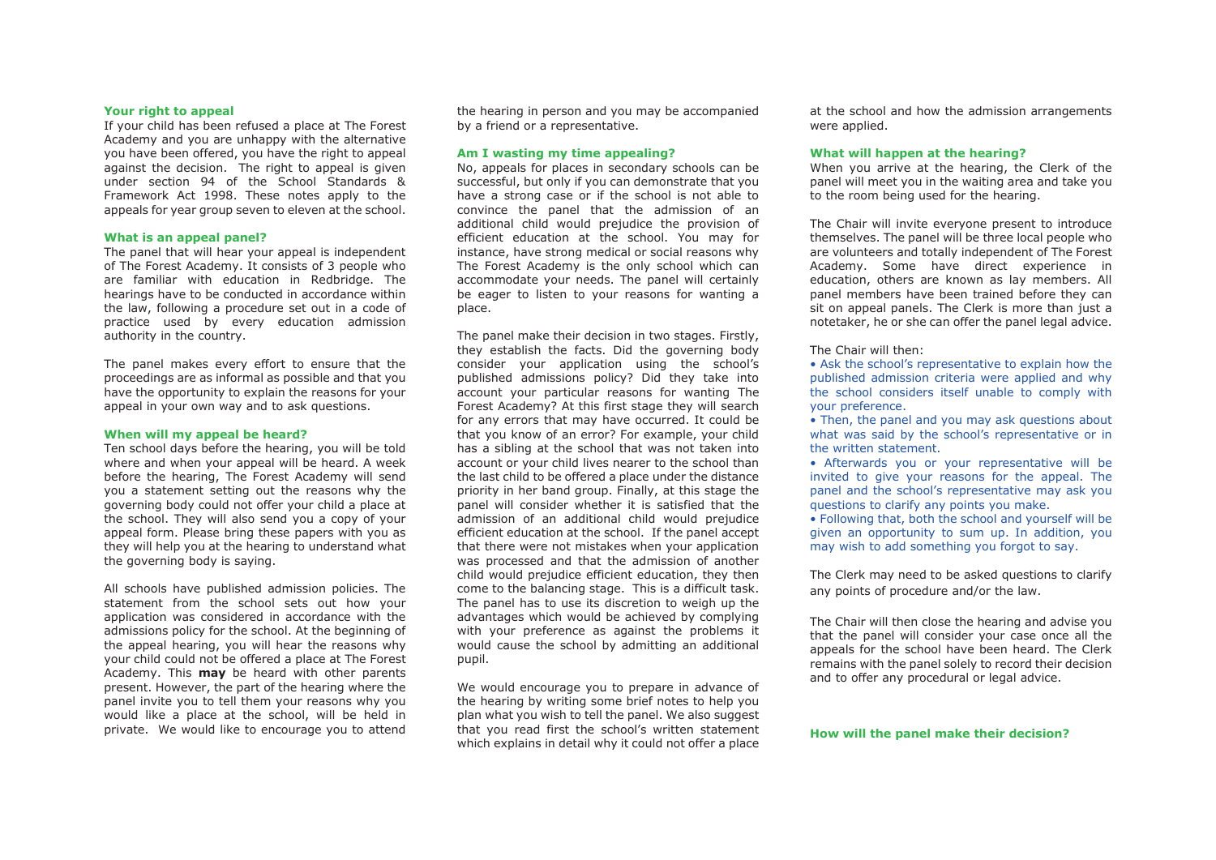### Your right to appeal

If your child has been refused a place at The Forest Academy and you are unhappy with the alternative you have been offered, you have the right to appeal against the decision. The right to appeal is given under section 94 of the School Standards & Framework Act 1998. These notes apply to the appeals for year group seven to eleven at the school.

### What is an appeal panel?

The panel that will hear your appeal is independent of The Forest Academy. It consists of 3 people who are familiar with education in Redbridge. The hearings have to be conducted in accordance within the law, following a procedure set out in a code of practice used by every education admission authority in the country.

The panel makes every effort to ensure that the proceedings are as informal as possible and that you have the opportunity to explain the reasons for your appeal in your own way and to ask questions.

### When will my appeal be heard?

Ten school days before the hearing, you will be told where and when your appeal will be heard. A week before the hearing, The Forest Academy will send you a statement setting out the reasons why the governing body could not offer your child a place at the school. They will also send you a copy of your appeal form. Please bring these papers with you as they will help you at the hearing to understand what the governing body is saying.

All schools have published admission policies. The statement from the school sets out how your application was considered in accordance with the admissions policy for the school. At the beginning of the appeal hearing, you will hear the reasons why your child could not be offered a place at The Forest Academy. This **may** be heard with other parents present. However, the part of the hearing where the panel invite you to tell them your reasons why you would like a place at the school, will be held in private. We would like to encourage you to attend the hearing in person and you may be accompanied by a friend or a representative.

### Am I wasting my time appealing?

No, appeals for places in secondary schools can be successful, but only if you can demonstrate that you have a strong case or if the school is not able to convince the panel that the admission of an additional child would prejudice the provision of efficient education at the school. You may for instance, have strong medical or social reasons why The Forest Academy is the only school which can accommodate your needs. The panel will certainly be eager to listen to your reasons for wanting a place.

The panel make their decision in two stages. Firstly, they establish the facts. Did the governing body consider your application using the school's published admissions policy? Did they take into account your particular reasons for wanting The Forest Academy? At this first stage they will search for any errors that may have occurred. It could be that you know of an error? For example, your child has a sibling at the school that was not taken into account or your child lives nearer to the school than the last child to be offered a place under the distance priority in her band group. Finally, at this stage the panel will consider whether it is satisfied that the admission of an additional child would prejudice efficient education at the school. If the panel accept that there were not mistakes when your application was processed and that the admission of another child would prejudice efficient education, they then come to the balancing stage. This is a difficult task. The panel has to use its discretion to weigh up the advantages which would be achieved by complying with your preference as against the problems it would cause the school by admitting an additional pupil.

We would encourage you to prepare in advance of the hearing by writing some brief notes to help you plan what you wish to tell the panel. We also suggest that you read first the school's written statement which explains in detail why it could not offer a place at the school and how the admission arrangements were applied.

### What will happen at the hearing?

When you arrive at the hearing, the Clerk of the panel will meet you in the waiting area and take you to the room being used for the hearing.

The Chair will invite everyone present to introduce themselves. The panel will be three local people who are volunteers and totally independent of The Forest Academy. Some have direct experience in education, others are known as lay members. All panel members have been trained before they can sit on appeal panels. The Clerk is more than just a notetaker, he or she can offer the panel legal advice.

The Chair will then:

- Ask the school's representative to explain how the published admission criteria were applied and why the school considers itself unable to comply with your preference.
- Then, the panel and you may ask questions about what was said by the school's representative or in the written statement.
- Afterwards you or your representative will be invited to give your reasons for the appeal. The panel and the school's representative may ask you questions to clarify any points you make.
- Following that, both the school and yourself will be given an opportunity to sum up. In addition, you may wish to add something you forgot to say.

The Clerk may need to be asked questions to clarify any points of procedure and/or the law.

The Chair will then close the hearing and advise you that the panel will consider your case once all the appeals for the school have been heard. The Clerk remains with the panel solely to record their decision and to offer any procedural or legal advice.

### How will the panel make their decision?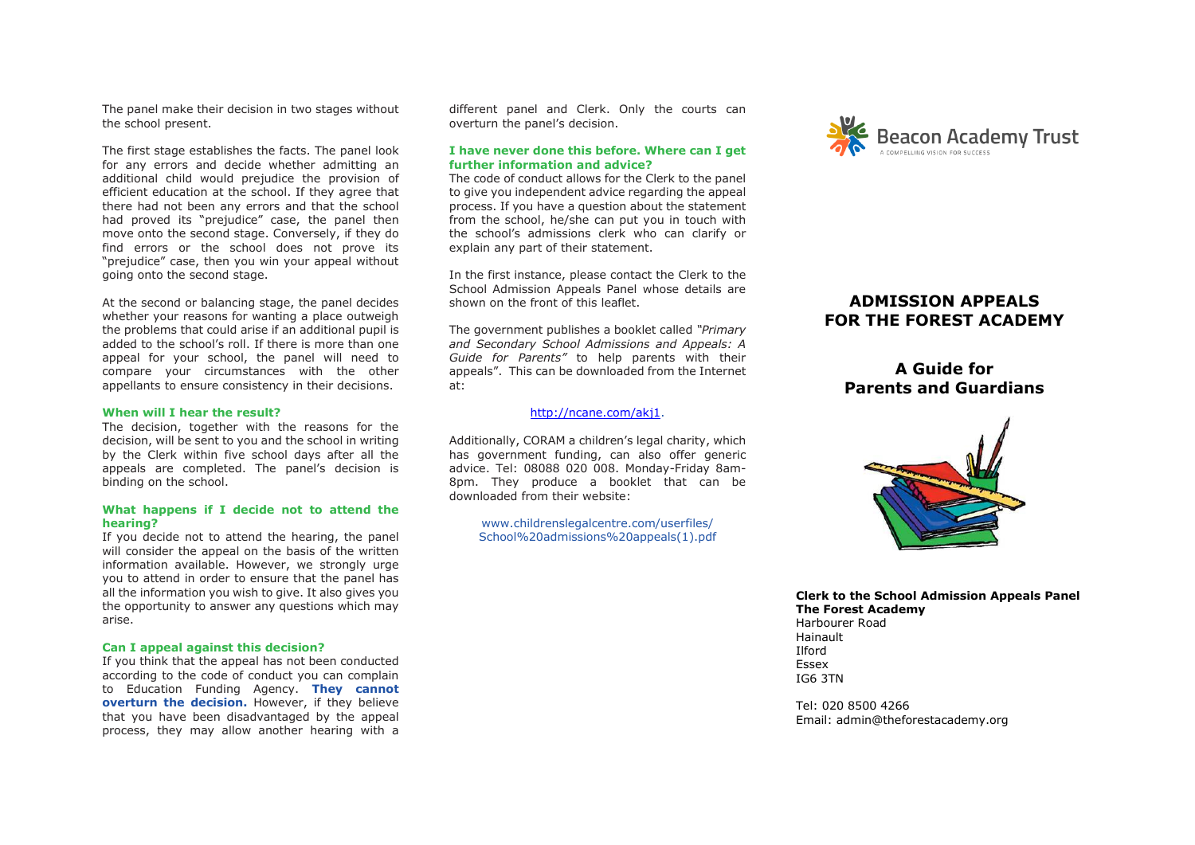The panel make their decision in two stages without the school present.

The first stage establishes the facts. The panel look for any errors and decide whether admitting an additional child would prejudice the provision of efficient education at the school. If they agree that there had not been any errors and that the school had proved its "prejudice" case, the panel then move onto the second stage. Conversely, if they do find errors or the school does not prove its "prejudice" case, then you win your appeal without going onto the second stage.

At the second or balancing stage, the panel decides whether your reasons for wanting a place outweigh the problems that could arise if an additional pupil is added to the school's roll. If there is more than one appeal for your school, the panel will need to compare your circumstances with the other appellants to ensure consistency in their decisions.

### When will I hear the result?

The decision, together with the reasons for the decision, will be sent to you and the school in writing by the Clerk within five school days after all the appeals are completed. The panel's decision is binding on the school.

### What happens if I decide not to attend the hearing?

If you decide not to attend the hearing, the panel will consider the appeal on the basis of the written information available. However, we strongly urge you to attend in order to ensure that the panel has all the information you wish to give. It also gives you the opportunity to answer any questions which may arise.

### Can I appeal against this decision?

If you think that the appeal has not been conducted according to the code of conduct you can complain to Education Funding Agency. **They cannot overturn the decision.** However, if they believe that you have been disadvantaged by the appeal process, they may allow another hearing with a different panel and Clerk. Only the courts can overturn the panel's decision.

### I have never done this before. Where can I get further information and advice?

The code of conduct allows for the Clerk to the panel to give you independent advice regarding the appeal process. If you have a question about the statement from the school, he/she can put you in touch with the school's admissions clerk who can clarify or explain any part of their statement.

In the first instance, please contact the Clerk to the School Admission Appeals Panel whose details are shown on the front of this leaflet.

The government publishes a booklet called *"Primary and Secondary School Admissions and Appeals: A Guide for Parents"* to help parents with their appeals". This can be downloaded from the Internet at:

http://ncane.com/akj1.

Additionally, CORAM a children's legal charity, which has government funding, can also offer generic advice. Tel: 08088 020 008. Monday-Friday 8am-8pm. They produce a booklet that can be downloaded from their website:

www.childrenslegalcentre.com/userfiles/School%20admissions%20appeals(1).pdf

Beacon Academy Trust

A COMPELLING VISION FOR SUCCESS

# ADMISSION APPEALS FOR THE FOREST ACADEMY

## A Guide for Parents and Guardians

**Clerk to the School Admission Appeals Panel**
**The Forest Academy**
Harbourer Road
Hainault
Ilford
Essex
IG6 3TN

Tel: 020 8500 4266
Email: admin@theforestacademy.org